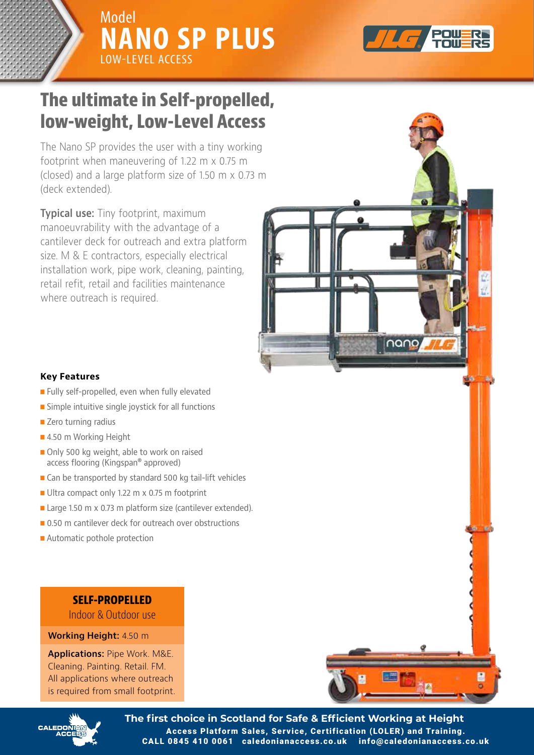Model

# NANO SP PLUS

LOW-LEVEL ACCESS

JLG POWER TOWERS

## The ultimate in Self-propelled, low-weight, Low-Level Access

The Nano SP provides the user with a tiny working footprint when maneuvering of 1.22 m x 0.75 m (closed) and a large platform size of 1.50 m x 0.73 m (deck extended).

**Typical use:** Tiny footprint, maximum manoeuvrability with the advantage of a cantilever deck for outreach and extra platform size. M & E contractors, especially electrical installation work, pipe work, cleaning, painting, retail refit, retail and facilities maintenance where outreach is required.

### Key Features

- Fully self-propelled, even when fully elevated
- Simple intuitive single joystick for all functions
- Zero turning radius
- 4.50 m Working Height
- Only 500 kg weight, able to work on raised access flooring (Kingspan® approved)
- Can be transported by standard 500 kg tail-lift vehicles
- Ultra compact only 1.22 m x 0.75 m footprint
- Large 1.50 m x 0.73 m platform size (cantilever extended).
- 0.50 m cantilever deck for outreach over obstructions
- Automatic pothole protection

**SELF-PROPELLED**

Indoor & Outdoor use

**Working Height:** 4.50 m

**Applications:** Pipe Work. M&E. Cleaning. Painting. Retail. FM. All applications where outreach is required from small footprint.

CALEDONIAN ACCESS

**The first choice in Scotland for Safe & Efficient Working at Height**

**Access Platform Sales, Service, Certification (LOLER) and Training.**

**CALL 0845 410 0061 caledonianaccess.co.uk info@caledonianaccess.co.uk**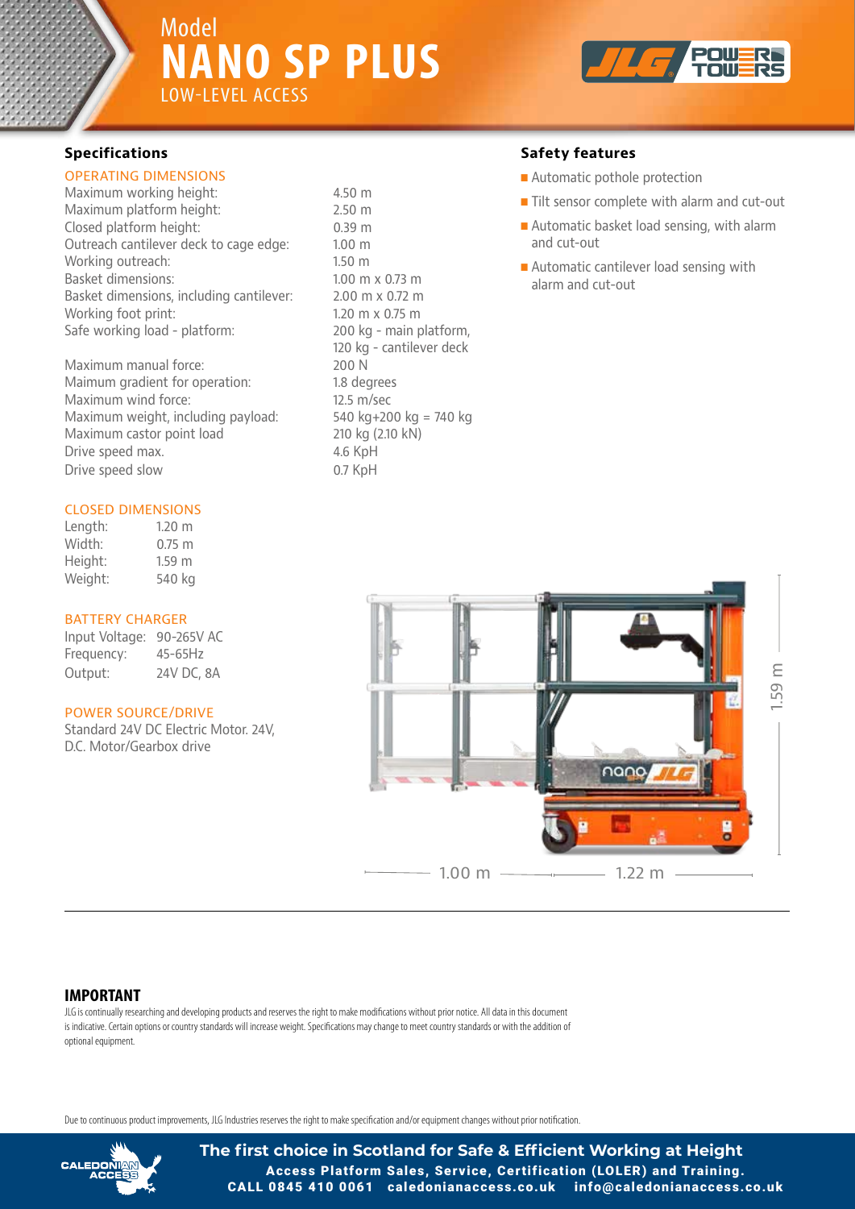Model
# NANO SP PLUS
LOW-LEVEL ACCESS

## Specifications

### OPERATING DIMENSIONS

| | |
|---|---|
| Maximum working height: | 4.50 m |
| Maximum platform height: | 2.50 m |
| Closed platform height: | 0.39 m |
| Outreach cantilever deck to cage edge: | 1.00 m |
| Working outreach: | 1.50 m |
| Basket dimensions: | 1.00 m x 0.73 m |
| Basket dimensions, including cantilever: | 2.00 m x 0.72 m |
| Working foot print: | 1.20 m x 0.75 m |
| Safe working load - platform: | 200 kg - main platform, 120 kg - cantilever deck |
| Maximum manual force: | 200 N |
| Maimum gradient for operation: | 1.8 degrees |
| Maximum wind force: | 12.5 m/sec |
| Maximum weight, including payload: | 540 kg+200 kg = 740 kg |
| Maximum castor point load | 210 kg (2.10 kN) |
| Drive speed max. | 4.6 KpH |
| Drive speed slow | 0.7 KpH |

### CLOSED DIMENSIONS

| | |
|---|---|
| Length: | 1.20 m |
| Width: | 0.75 m |
| Height: | 1.59 m |
| Weight: | 540 kg |

### BATTERY CHARGER

| | |
|---|---|
| Input Voltage: | 90-265V AC |
| Frequency: | 45-65Hz |
| Output: | 24V DC, 8A |

### POWER SOURCE/DRIVE

Standard 24V DC Electric Motor. 24V, D.C. Motor/Gearbox drive

## Safety features

- Automatic pothole protection
- Tilt sensor complete with alarm and cut-out
- Automatic basket load sensing, with alarm and cut-out
- Automatic cantilever load sensing with alarm and cut-out

1.59 m

1.00 m

1.22 m

## IMPORTANT

JLG is continually researching and developing products and reserves the right to make modifications without prior notice. All data in this document is indicative. Certain options or country standards will increase weight. Specifications may change to meet country standards or with the addition of optional equipment.

Due to continuous product improvements, JLG Industries reserves the right to make specification and/or equipment changes without prior notification.

**The first choice in Scotland for Safe & Efficient Working at Height**
**Access Platform Sales, Service, Certification (LOLER) and Training.**
**CALL 0845 410 0061 caledonianaccess.co.uk info@caledonianaccess.co.uk**